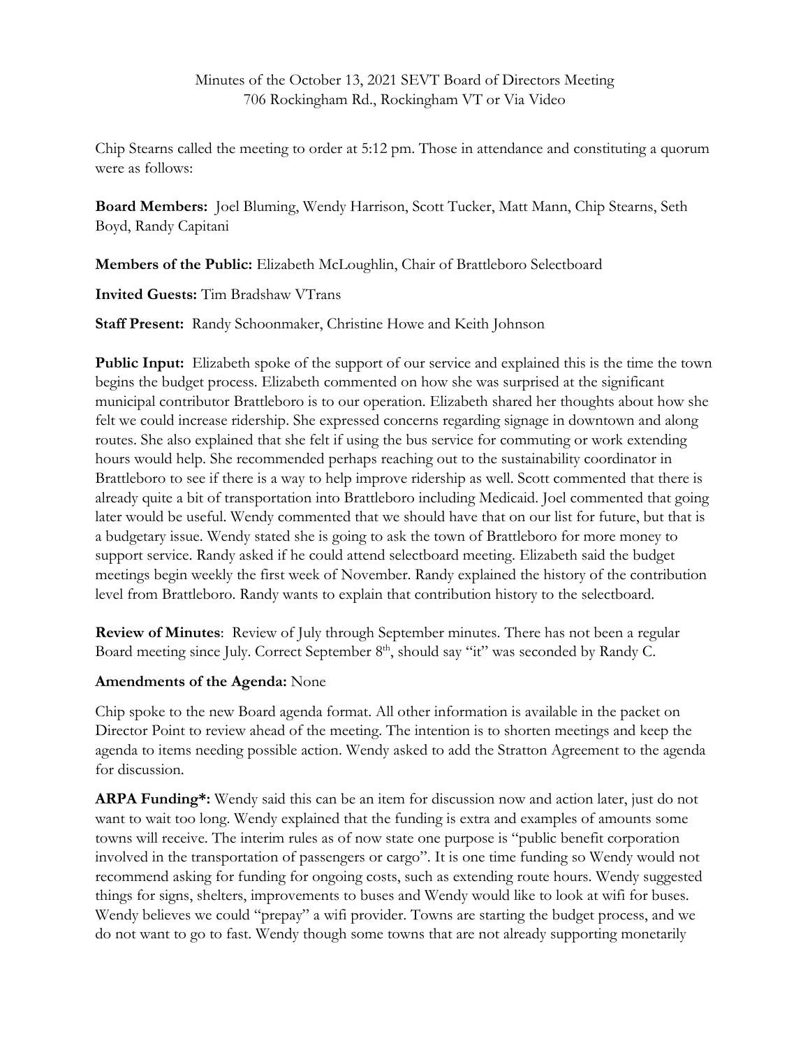Minutes of the October 13, 2021 SEVT Board of Directors Meeting
706 Rockingham Rd., Rockingham VT or Via Video

Chip Stearns called the meeting to order at 5:12 pm. Those in attendance and constituting a quorum were as follows:

**Board Members:** Joel Bluming, Wendy Harrison, Scott Tucker, Matt Mann, Chip Stearns, Seth Boyd, Randy Capitani

**Members of the Public:** Elizabeth McLoughlin, Chair of Brattleboro Selectboard

**Invited Guests:** Tim Bradshaw VTrans

**Staff Present:** Randy Schoonmaker, Christine Howe and Keith Johnson

**Public Input:** Elizabeth spoke of the support of our service and explained this is the time the town begins the budget process. Elizabeth commented on how she was surprised at the significant municipal contributor Brattleboro is to our operation. Elizabeth shared her thoughts about how she felt we could increase ridership. She expressed concerns regarding signage in downtown and along routes. She also explained that she felt if using the bus service for commuting or work extending hours would help. She recommended perhaps reaching out to the sustainability coordinator in Brattleboro to see if there is a way to help improve ridership as well. Scott commented that there is already quite a bit of transportation into Brattleboro including Medicaid. Joel commented that going later would be useful. Wendy commented that we should have that on our list for future, but that is a budgetary issue. Wendy stated she is going to ask the town of Brattleboro for more money to support service. Randy asked if he could attend selectboard meeting. Elizabeth said the budget meetings begin weekly the first week of November. Randy explained the history of the contribution level from Brattleboro. Randy wants to explain that contribution history to the selectboard.

**Review of Minutes**: Review of July through September minutes. There has not been a regular Board meeting since July. Correct September 8th, should say "it" was seconded by Randy C.

**Amendments of the Agenda:** None

Chip spoke to the new Board agenda format. All other information is available in the packet on Director Point to review ahead of the meeting. The intention is to shorten meetings and keep the agenda to items needing possible action. Wendy asked to add the Stratton Agreement to the agenda for discussion.

**ARPA Funding*:** Wendy said this can be an item for discussion now and action later, just do not want to wait too long. Wendy explained that the funding is extra and examples of amounts some towns will receive. The interim rules as of now state one purpose is "public benefit corporation involved in the transportation of passengers or cargo". It is one time funding so Wendy would not recommend asking for funding for ongoing costs, such as extending route hours. Wendy suggested things for signs, shelters, improvements to buses and Wendy would like to look at wifi for buses. Wendy believes we could "prepay" a wifi provider. Towns are starting the budget process, and we do not want to go to fast. Wendy though some towns that are not already supporting monetarily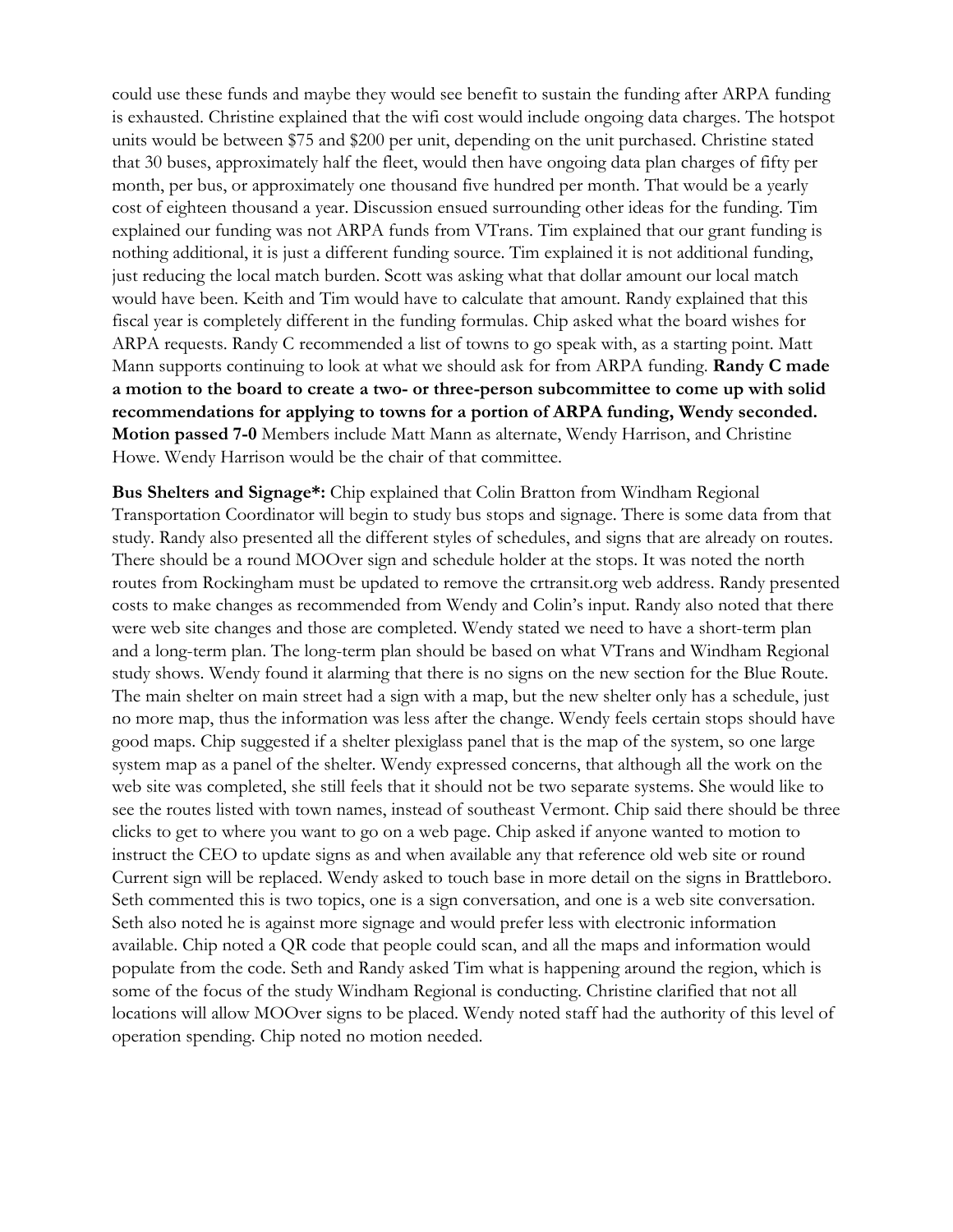could use these funds and maybe they would see benefit to sustain the funding after ARPA funding is exhausted. Christine explained that the wifi cost would include ongoing data charges. The hotspot units would be between $75 and $200 per unit, depending on the unit purchased. Christine stated that 30 buses, approximately half the fleet, would then have ongoing data plan charges of fifty per month, per bus, or approximately one thousand five hundred per month. That would be a yearly cost of eighteen thousand a year. Discussion ensued surrounding other ideas for the funding. Tim explained our funding was not ARPA funds from VTrans. Tim explained that our grant funding is nothing additional, it is just a different funding source. Tim explained it is not additional funding, just reducing the local match burden. Scott was asking what that dollar amount our local match would have been. Keith and Tim would have to calculate that amount. Randy explained that this fiscal year is completely different in the funding formulas. Chip asked what the board wishes for ARPA requests. Randy C recommended a list of towns to go speak with, as a starting point. Matt Mann supports continuing to look at what we should ask for from ARPA funding. **Randy C made a motion to the board to create a two- or three-person subcommittee to come up with solid recommendations for applying to towns for a portion of ARPA funding, Wendy seconded. Motion passed 7-0** Members include Matt Mann as alternate, Wendy Harrison, and Christine Howe. Wendy Harrison would be the chair of that committee.

**Bus Shelters and Signage*:** Chip explained that Colin Bratton from Windham Regional Transportation Coordinator will begin to study bus stops and signage. There is some data from that study. Randy also presented all the different styles of schedules, and signs that are already on routes. There should be a round MOOver sign and schedule holder at the stops. It was noted the north routes from Rockingham must be updated to remove the crtransit.org web address. Randy presented costs to make changes as recommended from Wendy and Colin's input. Randy also noted that there were web site changes and those are completed. Wendy stated we need to have a short-term plan and a long-term plan. The long-term plan should be based on what VTrans and Windham Regional study shows. Wendy found it alarming that there is no signs on the new section for the Blue Route. The main shelter on main street had a sign with a map, but the new shelter only has a schedule, just no more map, thus the information was less after the change. Wendy feels certain stops should have good maps. Chip suggested if a shelter plexiglass panel that is the map of the system, so one large system map as a panel of the shelter. Wendy expressed concerns, that although all the work on the web site was completed, she still feels that it should not be two separate systems. She would like to see the routes listed with town names, instead of southeast Vermont. Chip said there should be three clicks to get to where you want to go on a web page. Chip asked if anyone wanted to motion to instruct the CEO to update signs as and when available any that reference old web site or round Current sign will be replaced. Wendy asked to touch base in more detail on the signs in Brattleboro. Seth commented this is two topics, one is a sign conversation, and one is a web site conversation. Seth also noted he is against more signage and would prefer less with electronic information available. Chip noted a QR code that people could scan, and all the maps and information would populate from the code. Seth and Randy asked Tim what is happening around the region, which is some of the focus of the study Windham Regional is conducting. Christine clarified that not all locations will allow MOOver signs to be placed. Wendy noted staff had the authority of this level of operation spending. Chip noted no motion needed.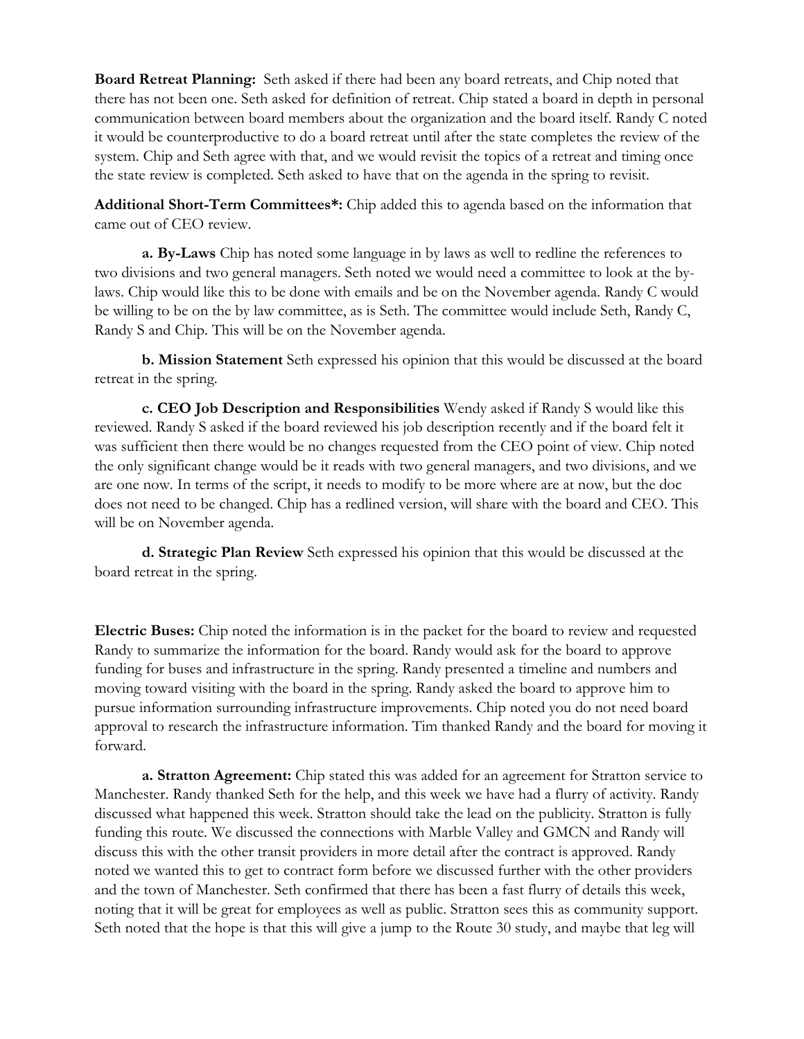**Board Retreat Planning:** Seth asked if there had been any board retreats, and Chip noted that there has not been one. Seth asked for definition of retreat. Chip stated a board in depth in personal communication between board members about the organization and the board itself. Randy C noted it would be counterproductive to do a board retreat until after the state completes the review of the system. Chip and Seth agree with that, and we would revisit the topics of a retreat and timing once the state review is completed. Seth asked to have that on the agenda in the spring to revisit.

**Additional Short-Term Committees*:** Chip added this to agenda based on the information that came out of CEO review.

**a. By-Laws** Chip has noted some language in by laws as well to redline the references to two divisions and two general managers. Seth noted we would need a committee to look at the by-laws. Chip would like this to be done with emails and be on the November agenda. Randy C would be willing to be on the by law committee, as is Seth. The committee would include Seth, Randy C, Randy S and Chip. This will be on the November agenda.

**b. Mission Statement** Seth expressed his opinion that this would be discussed at the board retreat in the spring.

**c. CEO Job Description and Responsibilities** Wendy asked if Randy S would like this reviewed. Randy S asked if the board reviewed his job description recently and if the board felt it was sufficient then there would be no changes requested from the CEO point of view. Chip noted the only significant change would be it reads with two general managers, and two divisions, and we are one now. In terms of the script, it needs to modify to be more where are at now, but the doc does not need to be changed. Chip has a redlined version, will share with the board and CEO. This will be on November agenda.

**d. Strategic Plan Review** Seth expressed his opinion that this would be discussed at the board retreat in the spring.

**Electric Buses:** Chip noted the information is in the packet for the board to review and requested Randy to summarize the information for the board. Randy would ask for the board to approve funding for buses and infrastructure in the spring. Randy presented a timeline and numbers and moving toward visiting with the board in the spring. Randy asked the board to approve him to pursue information surrounding infrastructure improvements. Chip noted you do not need board approval to research the infrastructure information. Tim thanked Randy and the board for moving it forward.

**a. Stratton Agreement:** Chip stated this was added for an agreement for Stratton service to Manchester. Randy thanked Seth for the help, and this week we have had a flurry of activity. Randy discussed what happened this week. Stratton should take the lead on the publicity. Stratton is fully funding this route. We discussed the connections with Marble Valley and GMCN and Randy will discuss this with the other transit providers in more detail after the contract is approved. Randy noted we wanted this to get to contract form before we discussed further with the other providers and the town of Manchester. Seth confirmed that there has been a fast flurry of details this week, noting that it will be great for employees as well as public. Stratton sees this as community support. Seth noted that the hope is that this will give a jump to the Route 30 study, and maybe that leg will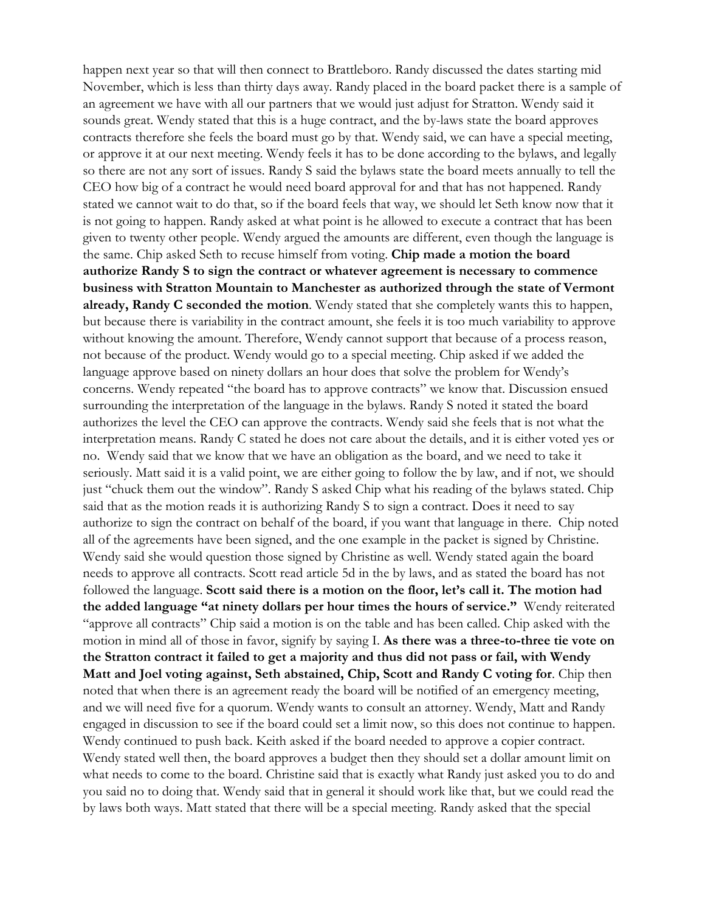happen next year so that will then connect to Brattleboro. Randy discussed the dates starting mid November, which is less than thirty days away. Randy placed in the board packet there is a sample of an agreement we have with all our partners that we would just adjust for Stratton. Wendy said it sounds great. Wendy stated that this is a huge contract, and the by-laws state the board approves contracts therefore she feels the board must go by that. Wendy said, we can have a special meeting, or approve it at our next meeting. Wendy feels it has to be done according to the bylaws, and legally so there are not any sort of issues. Randy S said the bylaws state the board meets annually to tell the CEO how big of a contract he would need board approval for and that has not happened. Randy stated we cannot wait to do that, so if the board feels that way, we should let Seth know now that it is not going to happen. Randy asked at what point is he allowed to execute a contract that has been given to twenty other people. Wendy argued the amounts are different, even though the language is the same. Chip asked Seth to recuse himself from voting. **Chip made a motion the board authorize Randy S to sign the contract or whatever agreement is necessary to commence business with Stratton Mountain to Manchester as authorized through the state of Vermont already, Randy C seconded the motion**. Wendy stated that she completely wants this to happen, but because there is variability in the contract amount, she feels it is too much variability to approve without knowing the amount. Therefore, Wendy cannot support that because of a process reason, not because of the product. Wendy would go to a special meeting. Chip asked if we added the language approve based on ninety dollars an hour does that solve the problem for Wendy's concerns. Wendy repeated "the board has to approve contracts" we know that. Discussion ensued surrounding the interpretation of the language in the bylaws. Randy S noted it stated the board authorizes the level the CEO can approve the contracts. Wendy said she feels that is not what the interpretation means. Randy C stated he does not care about the details, and it is either voted yes or no. Wendy said that we know that we have an obligation as the board, and we need to take it seriously. Matt said it is a valid point, we are either going to follow the by law, and if not, we should just "chuck them out the window". Randy S asked Chip what his reading of the bylaws stated. Chip said that as the motion reads it is authorizing Randy S to sign a contract. Does it need to say authorize to sign the contract on behalf of the board, if you want that language in there. Chip noted all of the agreements have been signed, and the one example in the packet is signed by Christine. Wendy said she would question those signed by Christine as well. Wendy stated again the board needs to approve all contracts. Scott read article 5d in the by laws, and as stated the board has not followed the language. **Scott said there is a motion on the floor, let's call it. The motion had the added language "at ninety dollars per hour times the hours of service."** Wendy reiterated "approve all contracts" Chip said a motion is on the table and has been called. Chip asked with the motion in mind all of those in favor, signify by saying I. **As there was a three-to-three tie vote on the Stratton contract it failed to get a majority and thus did not pass or fail, with Wendy Matt and Joel voting against, Seth abstained, Chip, Scott and Randy C voting for**. Chip then noted that when there is an agreement ready the board will be notified of an emergency meeting, and we will need five for a quorum. Wendy wants to consult an attorney. Wendy, Matt and Randy engaged in discussion to see if the board could set a limit now, so this does not continue to happen. Wendy continued to push back. Keith asked if the board needed to approve a copier contract. Wendy stated well then, the board approves a budget then they should set a dollar amount limit on what needs to come to the board. Christine said that is exactly what Randy just asked you to do and you said no to doing that. Wendy said that in general it should work like that, but we could read the by laws both ways. Matt stated that there will be a special meeting. Randy asked that the special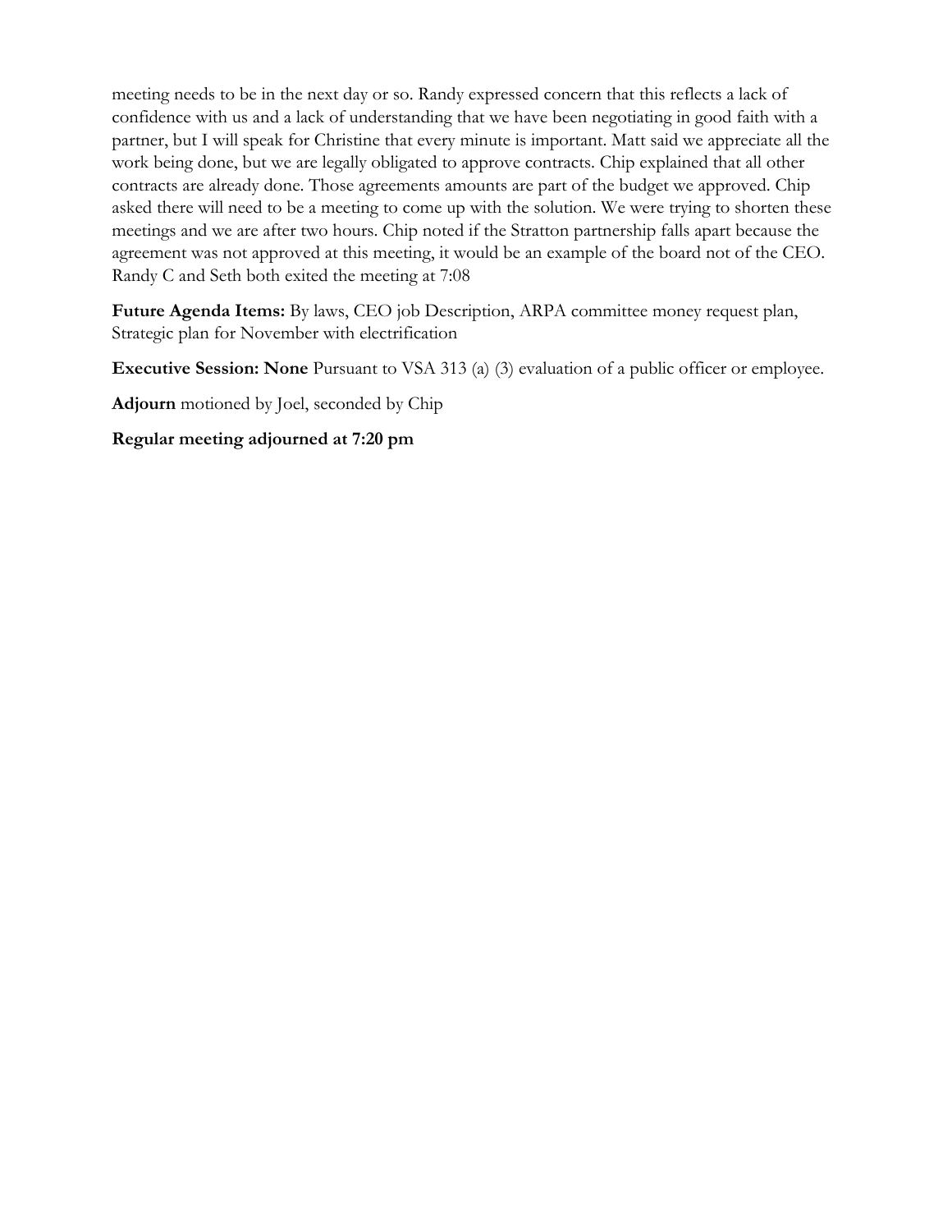meeting needs to be in the next day or so. Randy expressed concern that this reflects a lack of confidence with us and a lack of understanding that we have been negotiating in good faith with a partner, but I will speak for Christine that every minute is important. Matt said we appreciate all the work being done, but we are legally obligated to approve contracts. Chip explained that all other contracts are already done. Those agreements amounts are part of the budget we approved. Chip asked there will need to be a meeting to come up with the solution. We were trying to shorten these meetings and we are after two hours. Chip noted if the Stratton partnership falls apart because the agreement was not approved at this meeting, it would be an example of the board not of the CEO. Randy C and Seth both exited the meeting at 7:08

**Future Agenda Items:** By laws, CEO job Description, ARPA committee money request plan, Strategic plan for November with electrification

**Executive Session: None** Pursuant to VSA 313 (a) (3) evaluation of a public officer or employee.

**Adjourn** motioned by Joel, seconded by Chip

**Regular meeting adjourned at 7:20 pm**